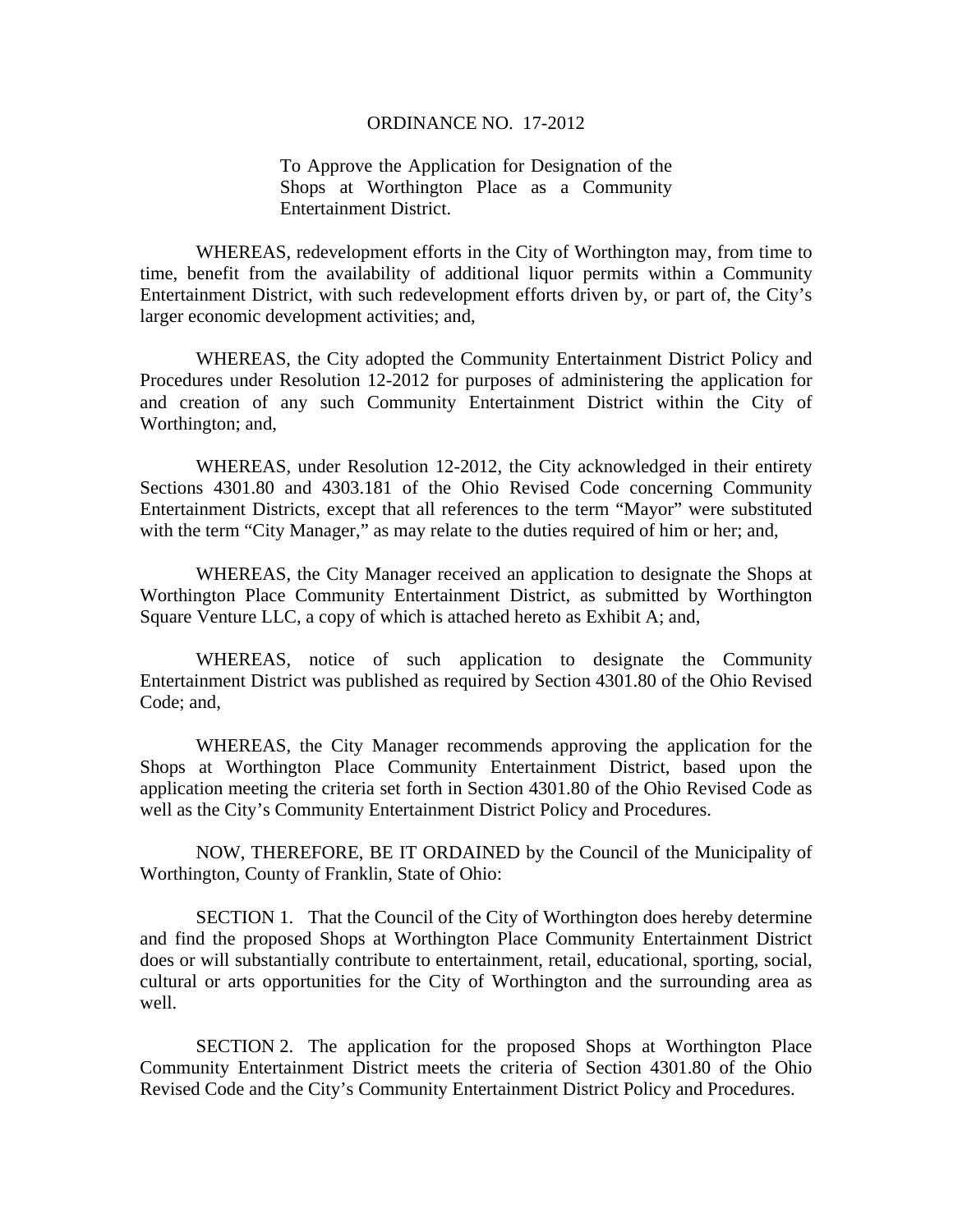# ORDINANCE NO. 17-2012

To Approve the Application for Designation of the Shops at Worthington Place as a Community Entertainment District.

WHEREAS, redevelopment efforts in the City of Worthington may, from time to time, benefit from the availability of additional liquor permits within a Community Entertainment District, with such redevelopment efforts driven by, or part of, the City's larger economic development activities; and,

WHEREAS, the City adopted the Community Entertainment District Policy and Procedures under Resolution 12-2012 for purposes of administering the application for and creation of any such Community Entertainment District within the City of Worthington; and,

WHEREAS, under Resolution 12-2012, the City acknowledged in their entirety Sections 4301.80 and 4303.181 of the Ohio Revised Code concerning Community Entertainment Districts, except that all references to the term "Mayor" were substituted with the term "City Manager," as may relate to the duties required of him or her; and,

WHEREAS, the City Manager received an application to designate the Shops at Worthington Place Community Entertainment District, as submitted by Worthington Square Venture LLC, a copy of which is attached hereto as Exhibit A; and,

WHEREAS, notice of such application to designate the Community Entertainment District was published as required by Section 4301.80 of the Ohio Revised Code; and,

WHEREAS, the City Manager recommends approving the application for the Shops at Worthington Place Community Entertainment District, based upon the application meeting the criteria set forth in Section 4301.80 of the Ohio Revised Code as well as the City's Community Entertainment District Policy and Procedures.

NOW, THEREFORE, BE IT ORDAINED by the Council of the Municipality of Worthington, County of Franklin, State of Ohio:

SECTION 1. That the Council of the City of Worthington does hereby determine and find the proposed Shops at Worthington Place Community Entertainment District does or will substantially contribute to entertainment, retail, educational, sporting, social, cultural or arts opportunities for the City of Worthington and the surrounding area as well.

SECTION 2. The application for the proposed Shops at Worthington Place Community Entertainment District meets the criteria of Section 4301.80 of the Ohio Revised Code and the City's Community Entertainment District Policy and Procedures.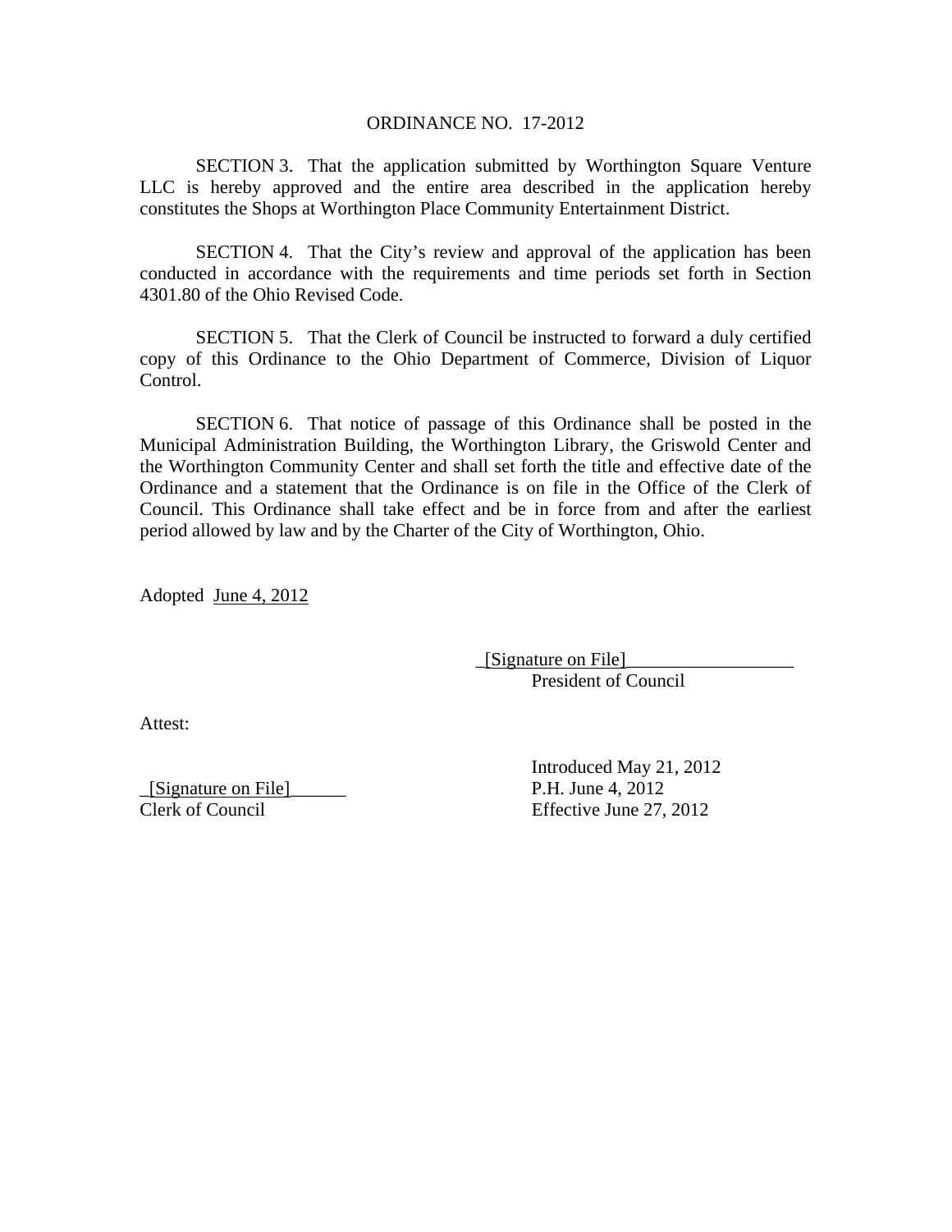ORDINANCE NO. 17-2012

SECTION 3. That the application submitted by Worthington Square Venture LLC is hereby approved and the entire area described in the application hereby constitutes the Shops at Worthington Place Community Entertainment District.

SECTION 4. That the City's review and approval of the application has been conducted in accordance with the requirements and time periods set forth in Section 4301.80 of the Ohio Revised Code.

SECTION 5. That the Clerk of Council be instructed to forward a duly certified copy of this Ordinance to the Ohio Department of Commerce, Division of Liquor Control.

SECTION 6. That notice of passage of this Ordinance shall be posted in the Municipal Administration Building, the Worthington Library, the Griswold Center and the Worthington Community Center and shall set forth the title and effective date of the Ordinance and a statement that the Ordinance is on file in the Office of the Clerk of Council. This Ordinance shall take effect and be in force from and after the earliest period allowed by law and by the Charter of the City of Worthington, Ohio.

Adopted June 4, 2012

_[Signature on File]__________________
President of Council

Attest:

_[Signature on File]______
Clerk of Council

Introduced May 21, 2012
P.H. June 4, 2012
Effective June 27, 2012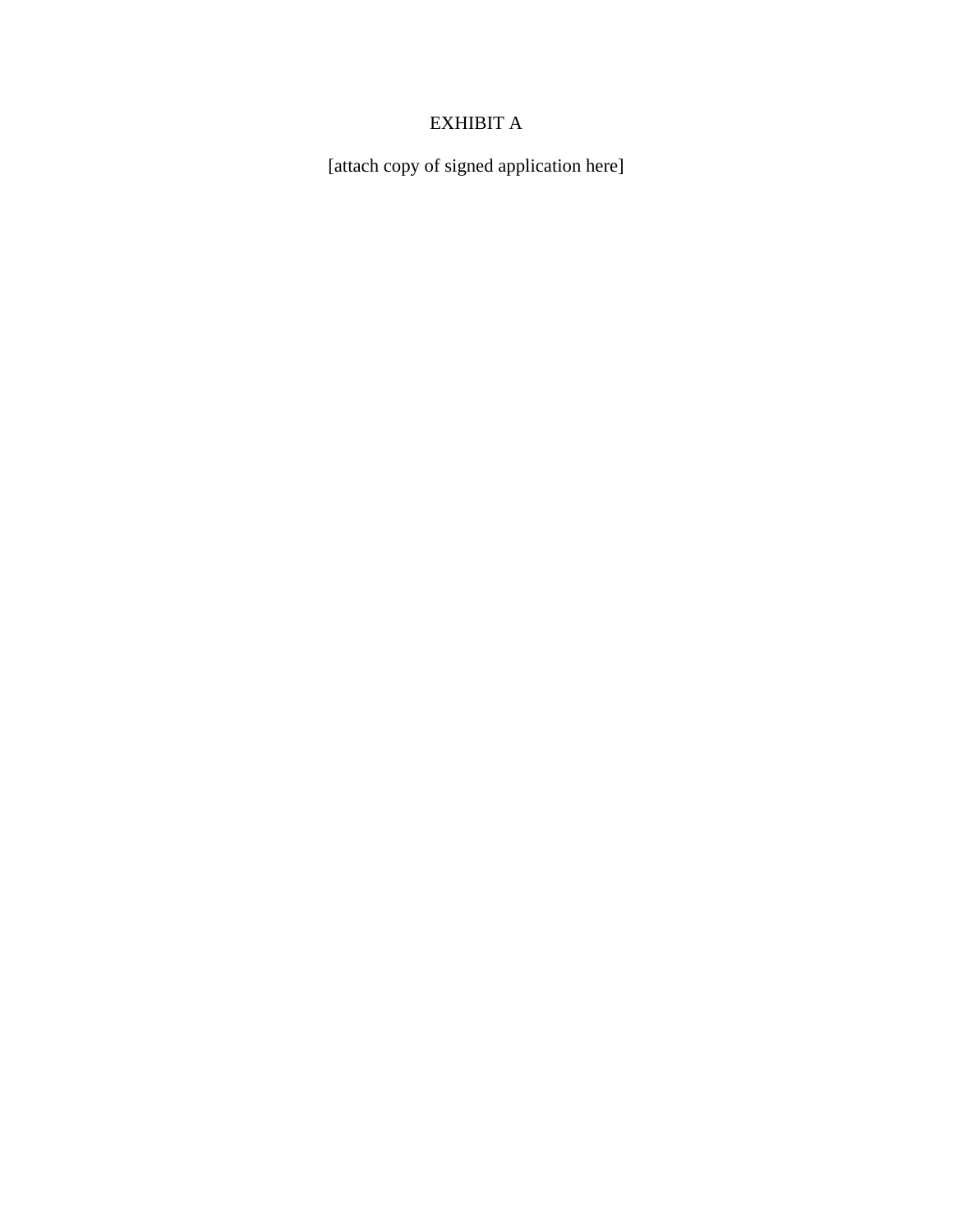# EXHIBIT A

[attach copy of signed application here]